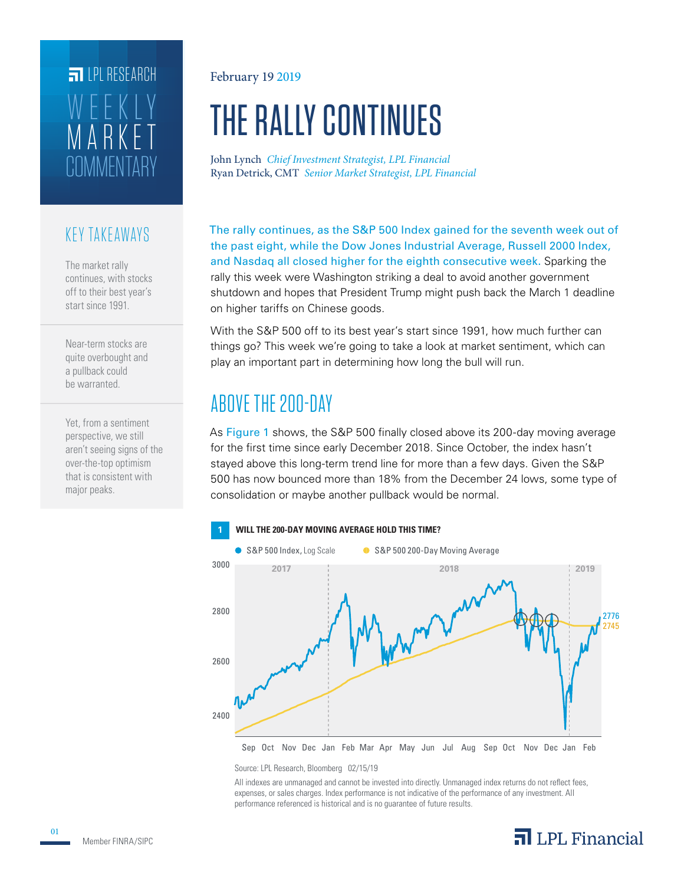LPL RESEARCH

WEEKLY MARKET COMMENTARY

February 19 2019

# THE RALLY CONTINUES

John Lynch *Chief Investment Strategist, LPL Financial*
Ryan Detrick, CMT *Senior Market Strategist, LPL Financial*

## KEY TAKEAWAYS

The market rally continues, with stocks off to their best year's start since 1991.

Near-term stocks are quite overbought and a pullback could be warranted.

Yet, from a sentiment perspective, we still aren't seeing signs of the over-the-top optimism that is consistent with major peaks.

The rally continues, as the S&P 500 Index gained for the seventh week out of the past eight, while the Dow Jones Industrial Average, Russell 2000 Index, and Nasdaq all closed higher for the eighth consecutive week. Sparking the rally this week were Washington striking a deal to avoid another government shutdown and hopes that President Trump might push back the March 1 deadline on higher tariffs on Chinese goods.

With the S&P 500 off to its best year's start since 1991, how much further can things go? This week we're going to take a look at market sentiment, which can play an important part in determining how long the bull will run.

## ABOVE THE 200-DAY

As Figure 1 shows, the S&P 500 finally closed above its 200-day moving average for the first time since early December 2018. Since October, the index hasn't stayed above this long-term trend line for more than a few days. Given the S&P 500 has now bounced more than 18% from the December 24 lows, some type of consolidation or maybe another pullback would be normal.

**1 WILL THE 200-DAY MOVING AVERAGE HOLD THIS TIME?**

Source: LPL Research, Bloomberg 02/15/19

All indexes are unmanaged and cannot be invested into directly. Unmanaged index returns do not reflect fees, expenses, or sales charges. Index performance is not indicative of the performance of any investment. All performance referenced is historical and is no guarantee of future results.

Member FINRA/SIPC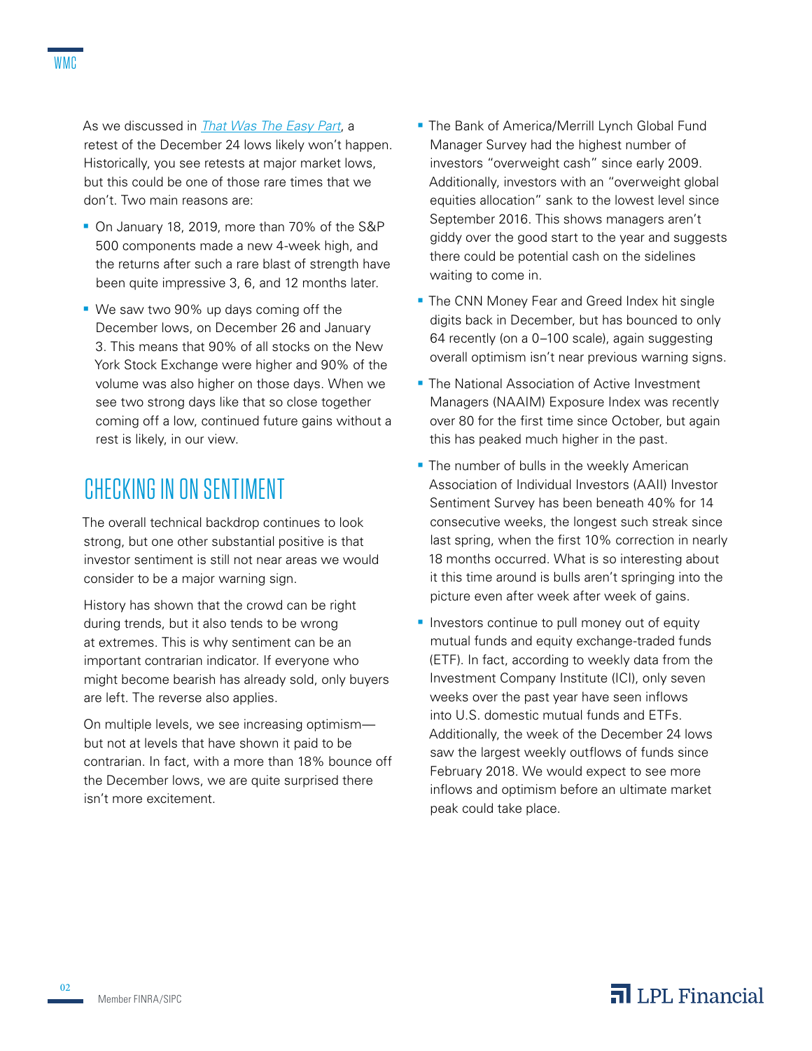As we discussed in *That Was The Easy Part*, a retest of the December 24 lows likely won't happen. Historically, you see retests at major market lows, but this could be one of those rare times that we don't. Two main reasons are:

- On January 18, 2019, more than 70% of the S&P 500 components made a new 4-week high, and the returns after such a rare blast of strength have been quite impressive 3, 6, and 12 months later.
- We saw two 90% up days coming off the December lows, on December 26 and January 3. This means that 90% of all stocks on the New York Stock Exchange were higher and 90% of the volume was also higher on those days. When we see two strong days like that so close together coming off a low, continued future gains without a rest is likely, in our view.

## CHECKING IN ON SENTIMENT

The overall technical backdrop continues to look strong, but one other substantial positive is that investor sentiment is still not near areas we would consider to be a major warning sign.

History has shown that the crowd can be right during trends, but it also tends to be wrong at extremes. This is why sentiment can be an important contrarian indicator. If everyone who might become bearish has already sold, only buyers are left. The reverse also applies.

On multiple levels, we see increasing optimism—but not at levels that have shown it paid to be contrarian. In fact, with a more than 18% bounce off the December lows, we are quite surprised there isn't more excitement.

- The Bank of America/Merrill Lynch Global Fund Manager Survey had the highest number of investors "overweight cash" since early 2009. Additionally, investors with an "overweight global equities allocation" sank to the lowest level since September 2016. This shows managers aren't giddy over the good start to the year and suggests there could be potential cash on the sidelines waiting to come in.
- The CNN Money Fear and Greed Index hit single digits back in December, but has bounced to only 64 recently (on a 0–100 scale), again suggesting overall optimism isn't near previous warning signs.
- The National Association of Active Investment Managers (NAAIM) Exposure Index was recently over 80 for the first time since October, but again this has peaked much higher in the past.
- The number of bulls in the weekly American Association of Individual Investors (AAII) Investor Sentiment Survey has been beneath 40% for 14 consecutive weeks, the longest such streak since last spring, when the first 10% correction in nearly 18 months occurred. What is so interesting about it this time around is bulls aren't springing into the picture even after week after week of gains.
- Investors continue to pull money out of equity mutual funds and equity exchange-traded funds (ETF). In fact, according to weekly data from the Investment Company Institute (ICI), only seven weeks over the past year have seen inflows into U.S. domestic mutual funds and ETFs. Additionally, the week of the December 24 lows saw the largest weekly outflows of funds since February 2018. We would expect to see more inflows and optimism before an ultimate market peak could take place.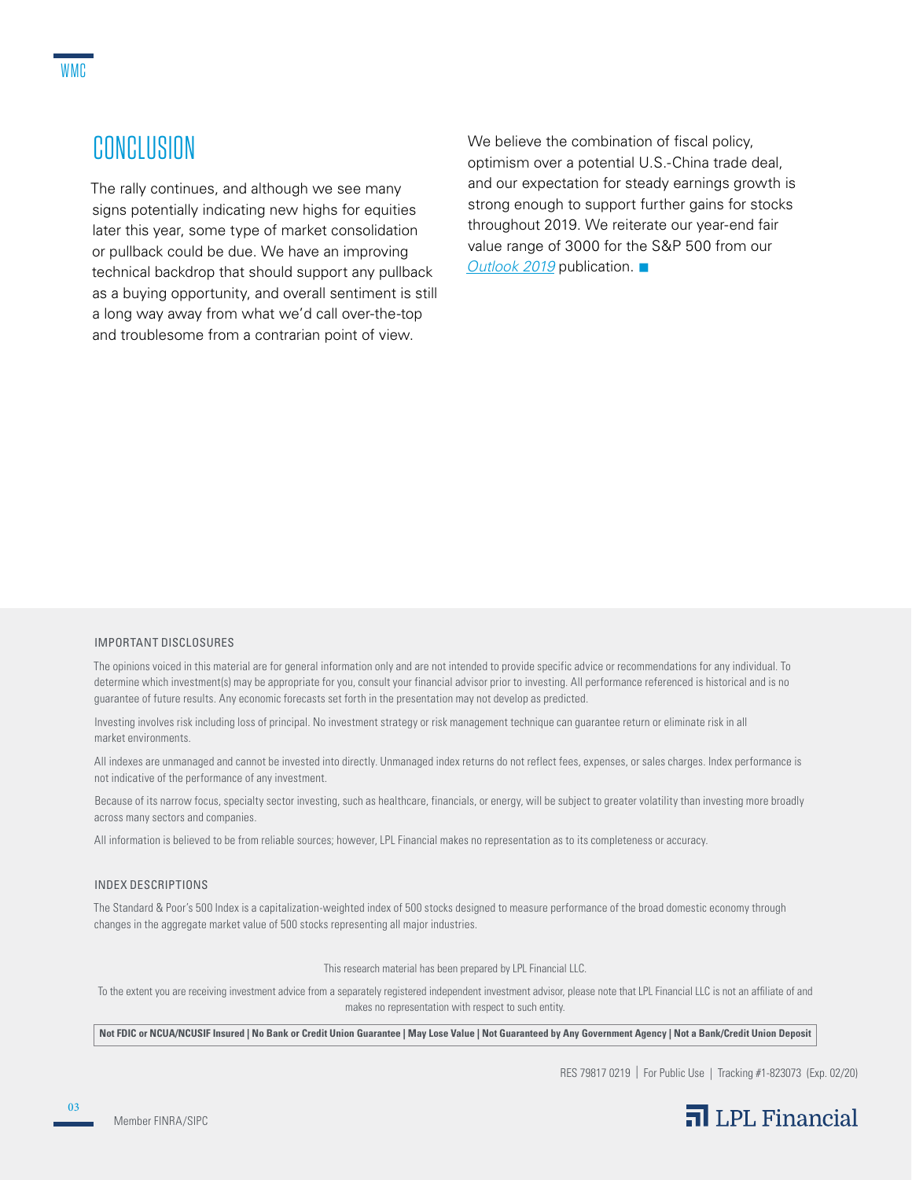## CONCLUSION

The rally continues, and although we see many signs potentially indicating new highs for equities later this year, some type of market consolidation or pullback could be due. We have an improving technical backdrop that should support any pullback as a buying opportunity, and overall sentiment is still a long way away from what we'd call over-the-top and troublesome from a contrarian point of view.

We believe the combination of fiscal policy, optimism over a potential U.S.-China trade deal, and our expectation for steady earnings growth is strong enough to support further gains for stocks throughout 2019. We reiterate our year-end fair value range of 3000 for the S&P 500 from our *Outlook 2019* publication. ■

### IMPORTANT DISCLOSURES

The opinions voiced in this material are for general information only and are not intended to provide specific advice or recommendations for any individual. To determine which investment(s) may be appropriate for you, consult your financial advisor prior to investing. All performance referenced is historical and is no guarantee of future results. Any economic forecasts set forth in the presentation may not develop as predicted.

Investing involves risk including loss of principal. No investment strategy or risk management technique can guarantee return or eliminate risk in all market environments.

All indexes are unmanaged and cannot be invested into directly. Unmanaged index returns do not reflect fees, expenses, or sales charges. Index performance is not indicative of the performance of any investment.

Because of its narrow focus, specialty sector investing, such as healthcare, financials, or energy, will be subject to greater volatility than investing more broadly across many sectors and companies.

All information is believed to be from reliable sources; however, LPL Financial makes no representation as to its completeness or accuracy.

### INDEX DESCRIPTIONS

The Standard & Poor's 500 Index is a capitalization-weighted index of 500 stocks designed to measure performance of the broad domestic economy through changes in the aggregate market value of 500 stocks representing all major industries.

This research material has been prepared by LPL Financial LLC.

To the extent you are receiving investment advice from a separately registered independent investment advisor, please note that LPL Financial LLC is not an affiliate of and makes no representation with respect to such entity.

**Not FDIC or NCUA/NCUSIF Insured | No Bank or Credit Union Guarantee | May Lose Value | Not Guaranteed by Any Government Agency | Not a Bank/Credit Union Deposit**

RES 79817 0219 | For Public Use | Tracking #1-823073 (Exp. 02/20)

Member FINRA/SIPC

LPL Financial